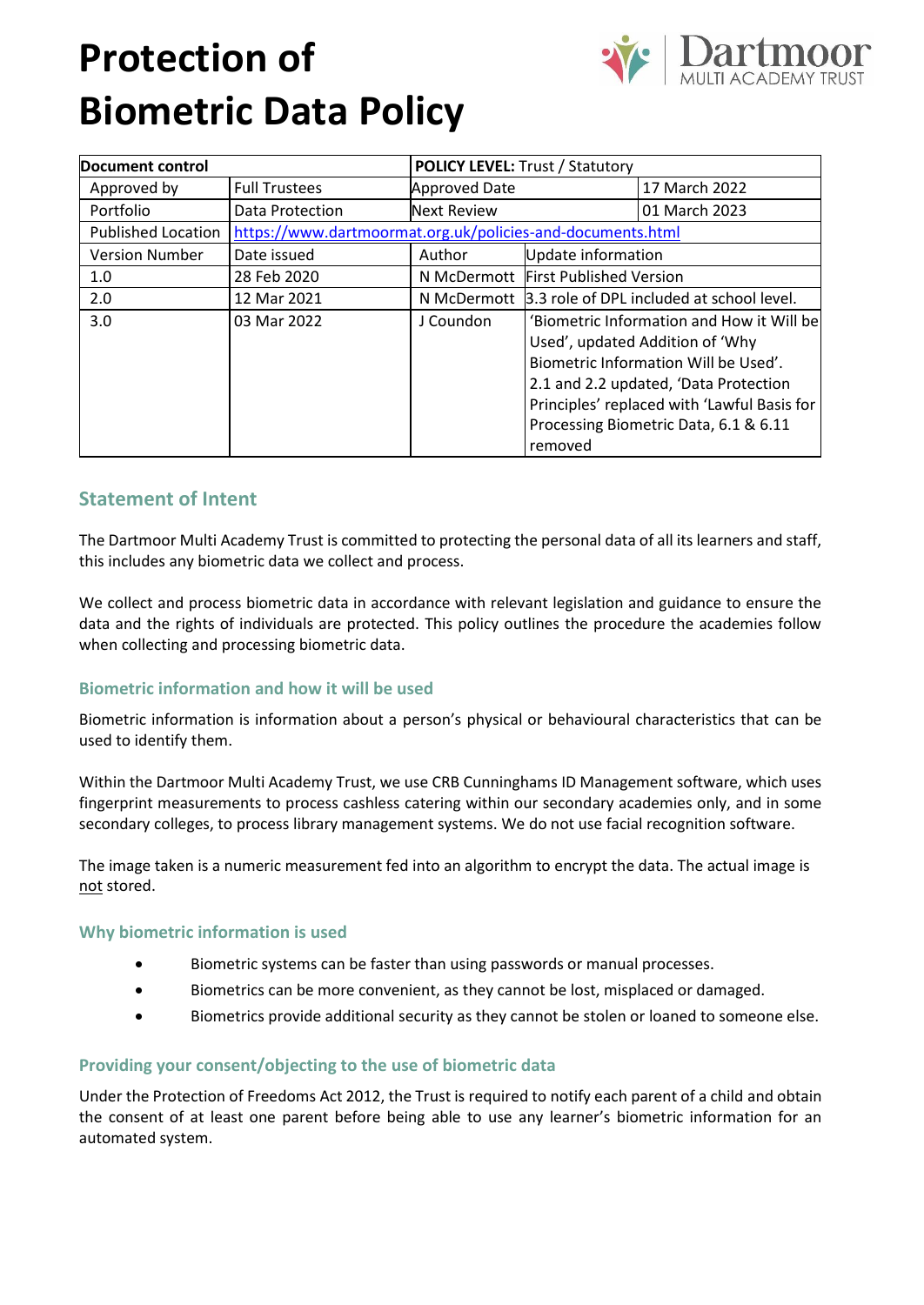# Protection of Biometric Data Policy

| Document control | | POLICY LEVEL: Trust / Statutory | | |
|---|---|---|---|---|
| Approved by | Full Trustees | Approved Date | | 17 March 2022 |
| Portfolio | Data Protection | Next Review | | 01 March 2023 |
| Published Location | https://www.dartmoormat.org.uk/policies-and-documents.html | | | |
| Version Number | Date issued | Author | Update information | |
| 1.0 | 28 Feb 2020 | N McDermott | First Published Version | |
| 2.0 | 12 Mar 2021 | N McDermott | 3.3 role of DPL included at school level. | |
| 3.0 | 03 Mar 2022 | J Coundon | 'Biometric Information and How it Will be Used', updated Addition of 'Why Biometric Information Will be Used'. 2.1 and 2.2 updated, 'Data Protection Principles' replaced with 'Lawful Basis for Processing Biometric Data, 6.1 & 6.11 removed | |

## Statement of Intent

The Dartmoor Multi Academy Trust is committed to protecting the personal data of all its learners and staff, this includes any biometric data we collect and process.

We collect and process biometric data in accordance with relevant legislation and guidance to ensure the data and the rights of individuals are protected. This policy outlines the procedure the academies follow when collecting and processing biometric data.

### Biometric information and how it will be used

Biometric information is information about a person's physical or behavioural characteristics that can be used to identify them.

Within the Dartmoor Multi Academy Trust, we use CRB Cunninghams ID Management software, which uses fingerprint measurements to process cashless catering within our secondary academies only, and in some secondary colleges, to process library management systems. We do not use facial recognition software.

The image taken is a numeric measurement fed into an algorithm to encrypt the data. The actual image is not stored.

### Why biometric information is used

- Biometric systems can be faster than using passwords or manual processes.
- Biometrics can be more convenient, as they cannot be lost, misplaced or damaged.
- Biometrics provide additional security as they cannot be stolen or loaned to someone else.

### Providing your consent/objecting to the use of biometric data

Under the Protection of Freedoms Act 2012, the Trust is required to notify each parent of a child and obtain the consent of at least one parent before being able to use any learner's biometric information for an automated system.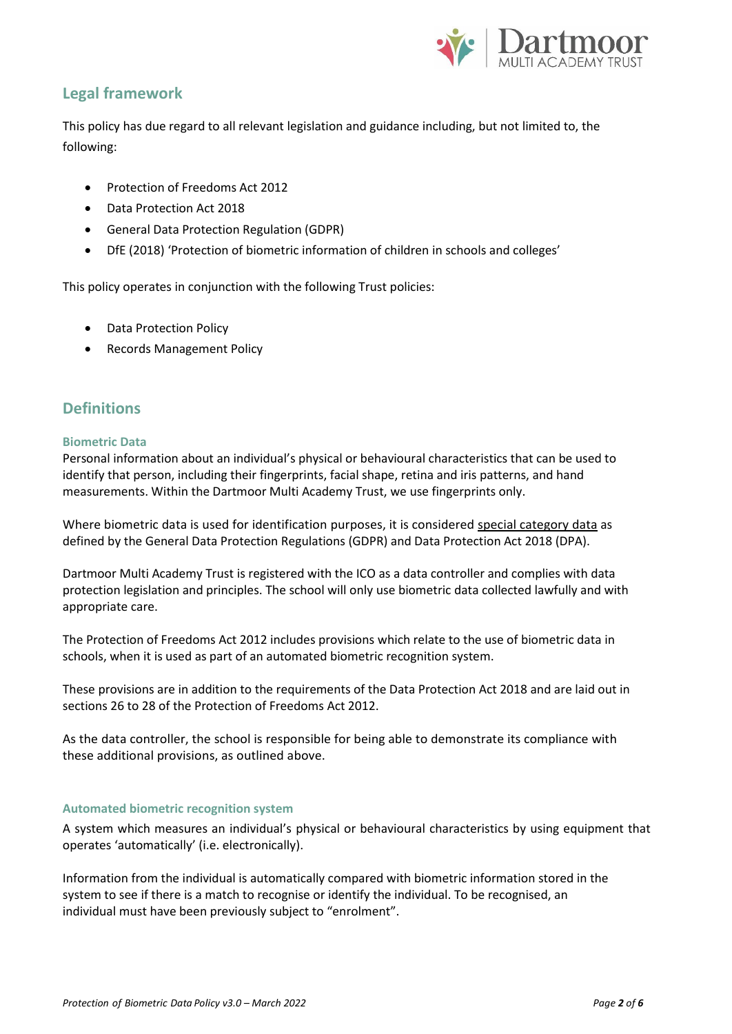## Legal framework

This policy has due regard to all relevant legislation and guidance including, but not limited to, the following:

- Protection of Freedoms Act 2012
- Data Protection Act 2018
- General Data Protection Regulation (GDPR)
- DfE (2018) 'Protection of biometric information of children in schools and colleges'

This policy operates in conjunction with the following Trust policies:

- Data Protection Policy
- Records Management Policy

## Definitions

### Biometric Data

Personal information about an individual's physical or behavioural characteristics that can be used to identify that person, including their fingerprints, facial shape, retina and iris patterns, and hand measurements. Within the Dartmoor Multi Academy Trust, we use fingerprints only.

Where biometric data is used for identification purposes, it is considered special category data as defined by the General Data Protection Regulations (GDPR) and Data Protection Act 2018 (DPA).

Dartmoor Multi Academy Trust is registered with the ICO as a data controller and complies with data protection legislation and principles. The school will only use biometric data collected lawfully and with appropriate care.

The Protection of Freedoms Act 2012 includes provisions which relate to the use of biometric data in schools, when it is used as part of an automated biometric recognition system.

These provisions are in addition to the requirements of the Data Protection Act 2018 and are laid out in sections 26 to 28 of the Protection of Freedoms Act 2012.

As the data controller, the school is responsible for being able to demonstrate its compliance with these additional provisions, as outlined above.

### Automated biometric recognition system

A system which measures an individual's physical or behavioural characteristics by using equipment that operates 'automatically' (i.e. electronically).

Information from the individual is automatically compared with biometric information stored in the system to see if there is a match to recognise or identify the individual. To be recognised, an individual must have been previously subject to "enrolment".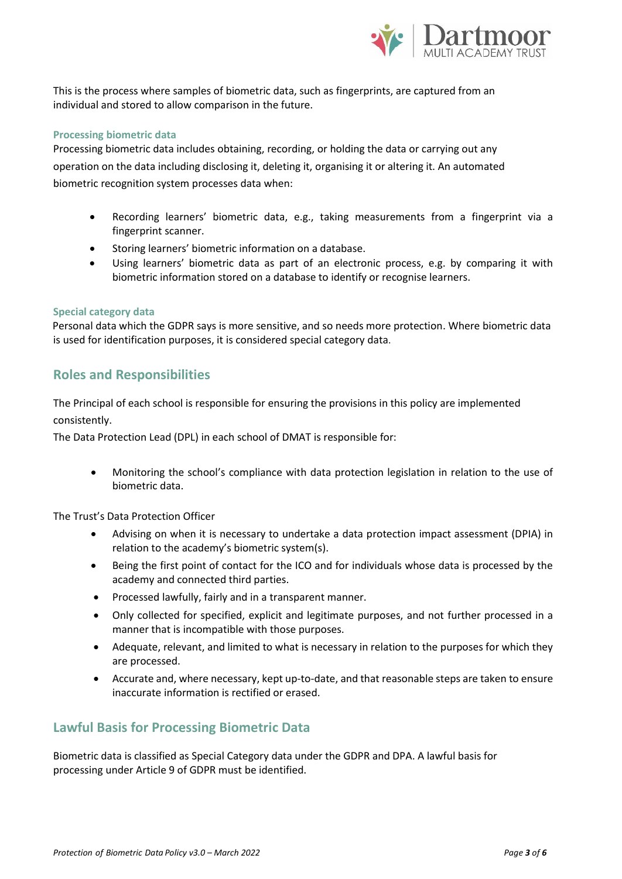This is the process where samples of biometric data, such as fingerprints, are captured from an individual and stored to allow comparison in the future.

### Processing biometric data

Processing biometric data includes obtaining, recording, or holding the data or carrying out any operation on the data including disclosing it, deleting it, organising it or altering it. An automated biometric recognition system processes data when:

- Recording learners' biometric data, e.g., taking measurements from a fingerprint via a fingerprint scanner.
- Storing learners' biometric information on a database.
- Using learners' biometric data as part of an electronic process, e.g. by comparing it with biometric information stored on a database to identify or recognise learners.

### Special category data

Personal data which the GDPR says is more sensitive, and so needs more protection. Where biometric data is used for identification purposes, it is considered special category data.

## Roles and Responsibilities

The Principal of each school is responsible for ensuring the provisions in this policy are implemented consistently.

The Data Protection Lead (DPL) in each school of DMAT is responsible for:

- Monitoring the school's compliance with data protection legislation in relation to the use of biometric data.

The Trust's Data Protection Officer

- Advising on when it is necessary to undertake a data protection impact assessment (DPIA) in relation to the academy's biometric system(s).
- Being the first point of contact for the ICO and for individuals whose data is processed by the academy and connected third parties.
- Processed lawfully, fairly and in a transparent manner.
- Only collected for specified, explicit and legitimate purposes, and not further processed in a manner that is incompatible with those purposes.
- Adequate, relevant, and limited to what is necessary in relation to the purposes for which they are processed.
- Accurate and, where necessary, kept up-to-date, and that reasonable steps are taken to ensure inaccurate information is rectified or erased.

## Lawful Basis for Processing Biometric Data

Biometric data is classified as Special Category data under the GDPR and DPA. A lawful basis for processing under Article 9 of GDPR must be identified.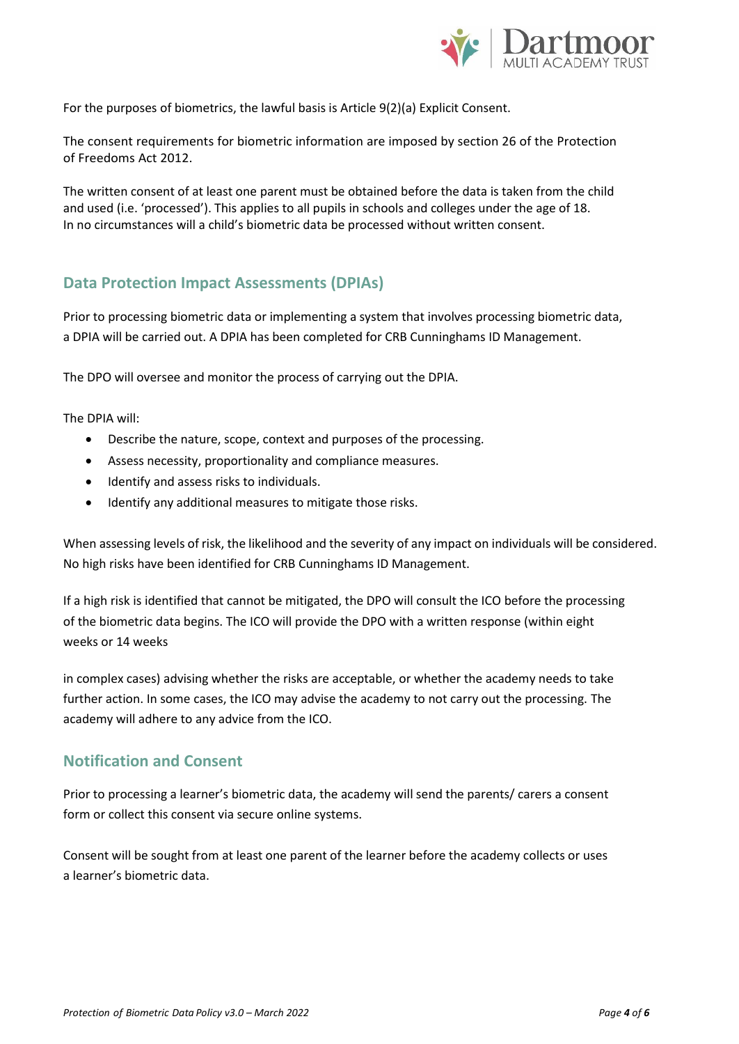For the purposes of biometrics, the lawful basis is Article 9(2)(a) Explicit Consent.

The consent requirements for biometric information are imposed by section 26 of the Protection of Freedoms Act 2012.

The written consent of at least one parent must be obtained before the data is taken from the child and used (i.e. 'processed'). This applies to all pupils in schools and colleges under the age of 18. In no circumstances will a child's biometric data be processed without written consent.

## Data Protection Impact Assessments (DPIAs)

Prior to processing biometric data or implementing a system that involves processing biometric data, a DPIA will be carried out. A DPIA has been completed for CRB Cunninghams ID Management.

The DPO will oversee and monitor the process of carrying out the DPIA.

The DPIA will:

- Describe the nature, scope, context and purposes of the processing.
- Assess necessity, proportionality and compliance measures.
- Identify and assess risks to individuals.
- Identify any additional measures to mitigate those risks.

When assessing levels of risk, the likelihood and the severity of any impact on individuals will be considered. No high risks have been identified for CRB Cunninghams ID Management.

If a high risk is identified that cannot be mitigated, the DPO will consult the ICO before the processing of the biometric data begins. The ICO will provide the DPO with a written response (within eight weeks or 14 weeks

in complex cases) advising whether the risks are acceptable, or whether the academy needs to take further action. In some cases, the ICO may advise the academy to not carry out the processing. The academy will adhere to any advice from the ICO.

## Notification and Consent

Prior to processing a learner's biometric data, the academy will send the parents/ carers a consent form or collect this consent via secure online systems.

Consent will be sought from at least one parent of the learner before the academy collects or uses a learner's biometric data.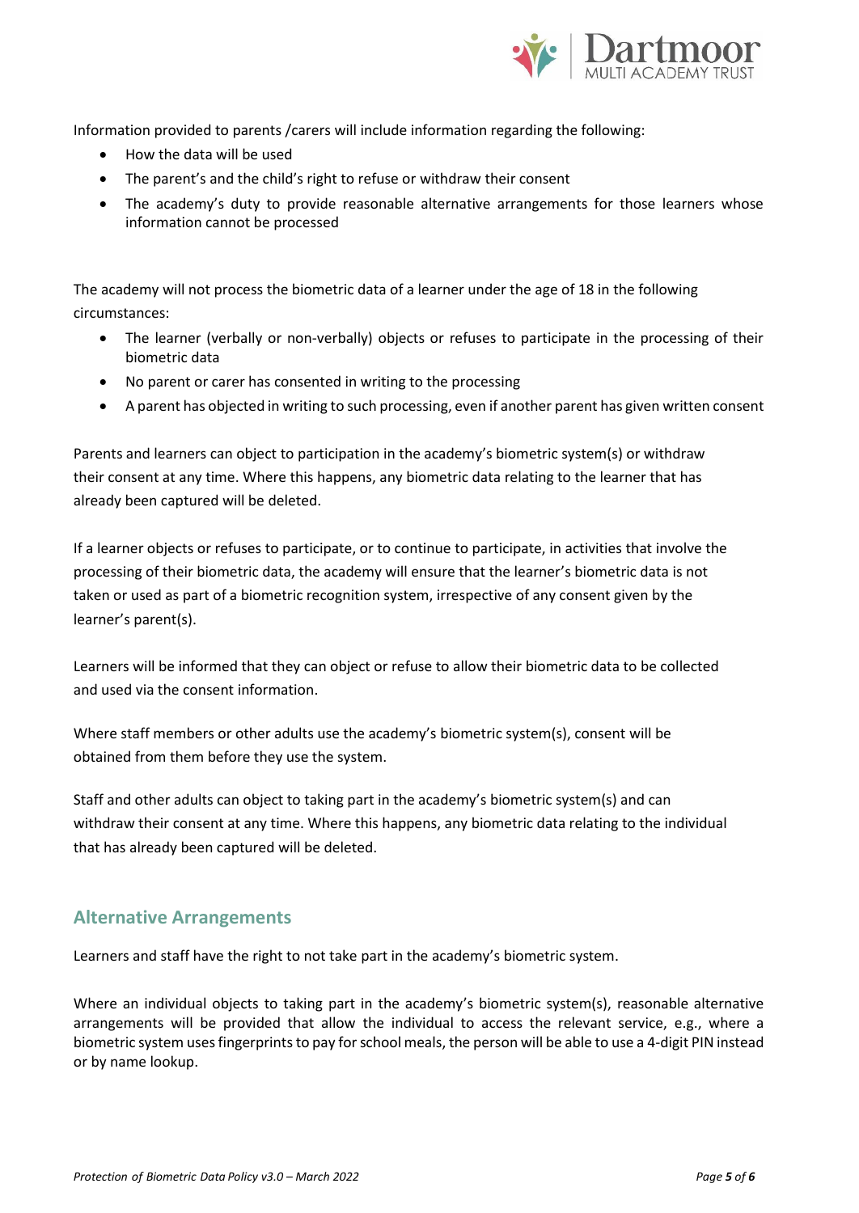Information provided to parents /carers will include information regarding the following:

- How the data will be used
- The parent's and the child's right to refuse or withdraw their consent
- The academy's duty to provide reasonable alternative arrangements for those learners whose information cannot be processed

The academy will not process the biometric data of a learner under the age of 18 in the following circumstances:

- The learner (verbally or non-verbally) objects or refuses to participate in the processing of their biometric data
- No parent or carer has consented in writing to the processing
- A parent has objected in writing to such processing, even if another parent has given written consent

Parents and learners can object to participation in the academy's biometric system(s) or withdraw their consent at any time. Where this happens, any biometric data relating to the learner that has already been captured will be deleted.

If a learner objects or refuses to participate, or to continue to participate, in activities that involve the processing of their biometric data, the academy will ensure that the learner's biometric data is not taken or used as part of a biometric recognition system, irrespective of any consent given by the learner's parent(s).

Learners will be informed that they can object or refuse to allow their biometric data to be collected and used via the consent information.

Where staff members or other adults use the academy's biometric system(s), consent will be obtained from them before they use the system.

Staff and other adults can object to taking part in the academy's biometric system(s) and can withdraw their consent at any time. Where this happens, any biometric data relating to the individual that has already been captured will be deleted.

## Alternative Arrangements

Learners and staff have the right to not take part in the academy's biometric system.

Where an individual objects to taking part in the academy's biometric system(s), reasonable alternative arrangements will be provided that allow the individual to access the relevant service, e.g., where a biometric system uses fingerprints to pay for school meals, the person will be able to use a 4-digit PIN instead or by name lookup.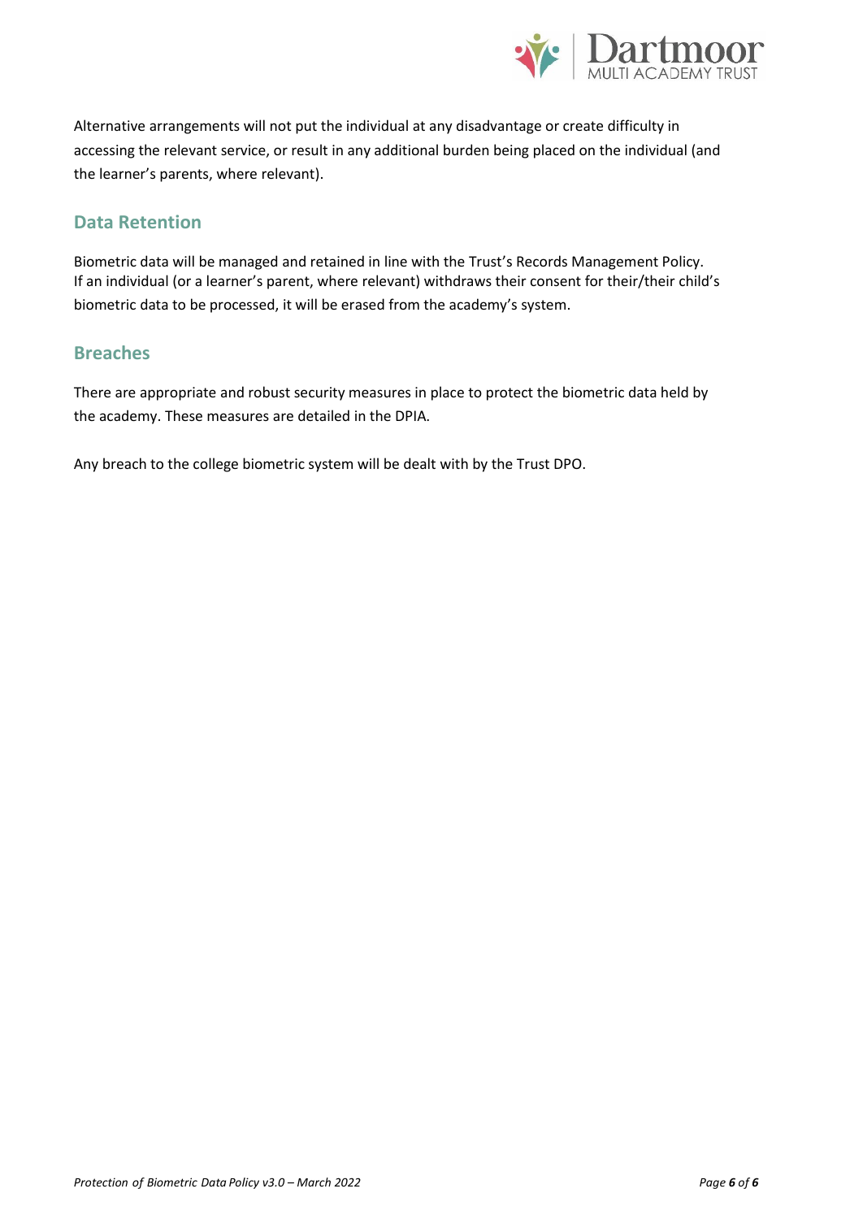Alternative arrangements will not put the individual at any disadvantage or create difficulty in accessing the relevant service, or result in any additional burden being placed on the individual (and the learner's parents, where relevant).

## Data Retention

Biometric data will be managed and retained in line with the Trust's Records Management Policy. If an individual (or a learner's parent, where relevant) withdraws their consent for their/their child's biometric data to be processed, it will be erased from the academy's system.

## Breaches

There are appropriate and robust security measures in place to protect the biometric data held by the academy. These measures are detailed in the DPIA.

Any breach to the college biometric system will be dealt with by the Trust DPO.